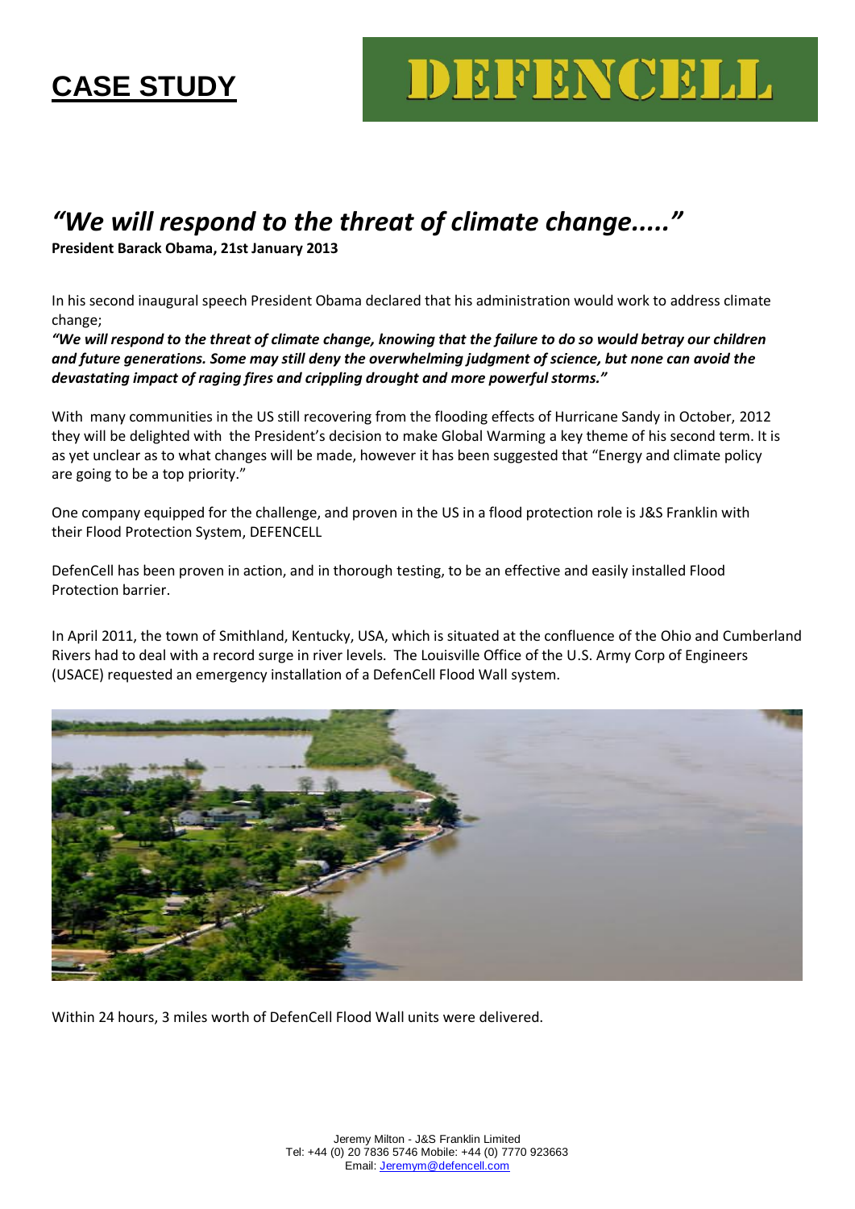# CASE STUDY

DEFENCELL

## *"We will respond to the threat of climate change....."*

**President Barack Obama, 21st January 2013**

In his second inaugural speech President Obama declared that his administration would work to address climate change;

***"We will respond to the threat of climate change, knowing that the failure to do so would betray our children and future generations. Some may still deny the overwhelming judgment of science, but none can avoid the devastating impact of raging fires and crippling drought and more powerful storms."***

With many communities in the US still recovering from the flooding effects of Hurricane Sandy in October, 2012 they will be delighted with the President's decision to make Global Warming a key theme of his second term. It is as yet unclear as to what changes will be made, however it has been suggested that "Energy and climate policy are going to be a top priority."

One company equipped for the challenge, and proven in the US in a flood protection role is J&S Franklin with their Flood Protection System, DEFENCELL

DefenCell has been proven in action, and in thorough testing, to be an effective and easily installed Flood Protection barrier.

In April 2011, the town of Smithland, Kentucky, USA, which is situated at the confluence of the Ohio and Cumberland Rivers had to deal with a record surge in river levels. The Louisville Office of the U.S. Army Corp of Engineers (USACE) requested an emergency installation of a DefenCell Flood Wall system.

Within 24 hours, 3 miles worth of DefenCell Flood Wall units were delivered.

Jeremy Milton - J&S Franklin Limited
Tel: +44 (0) 20 7836 5746 Mobile: +44 (0) 7770 923663
Email: Jeremym@defencell.com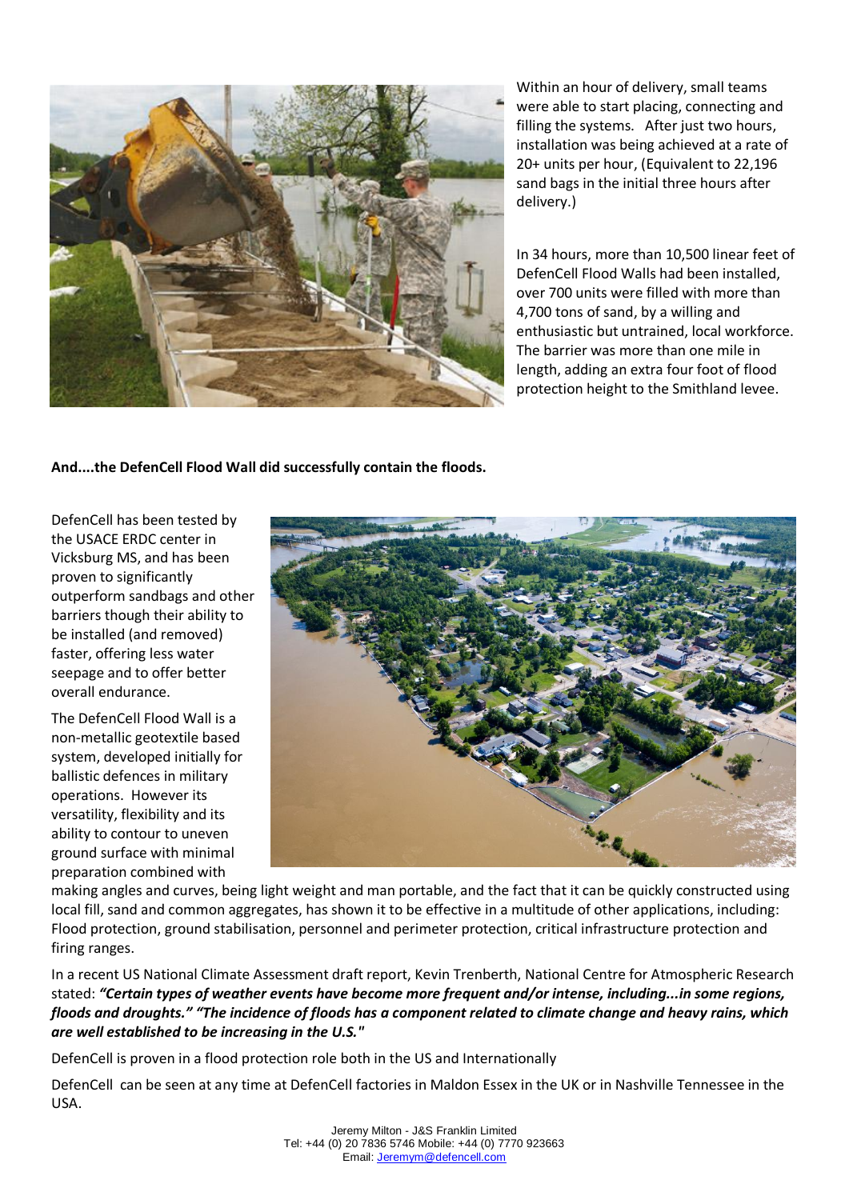Within an hour of delivery, small teams were able to start placing, connecting and filling the systems. After just two hours, installation was being achieved at a rate of 20+ units per hour, (Equivalent to 22,196 sand bags in the initial three hours after delivery.)

In 34 hours, more than 10,500 linear feet of DefenCell Flood Walls had been installed, over 700 units were filled with more than 4,700 tons of sand, by a willing and enthusiastic but untrained, local workforce. The barrier was more than one mile in length, adding an extra four foot of flood protection height to the Smithland levee.

**And....the DefenCell Flood Wall did successfully contain the floods.**

DefenCell has been tested by the USACE ERDC center in Vicksburg MS, and has been proven to significantly outperform sandbags and other barriers though their ability to be installed (and removed) faster, offering less water seepage and to offer better overall endurance.

The DefenCell Flood Wall is a non-metallic geotextile based system, developed initially for ballistic defences in military operations. However its versatility, flexibility and its ability to contour to uneven ground surface with minimal preparation combined with making angles and curves, being light weight and man portable, and the fact that it can be quickly constructed using local fill, sand and common aggregates, has shown it to be effective in a multitude of other applications, including: Flood protection, ground stabilisation, personnel and perimeter protection, critical infrastructure protection and firing ranges.

In a recent US National Climate Assessment draft report, Kevin Trenberth, National Centre for Atmospheric Research stated: ***"Certain types of weather events have become more frequent and/or intense, including...in some regions, floods and droughts." "The incidence of floods has a component related to climate change and heavy rains, which are well established to be increasing in the U.S."***

DefenCell is proven in a flood protection role both in the US and Internationally

DefenCell can be seen at any time at DefenCell factories in Maldon Essex in the UK or in Nashville Tennessee in the USA.

Jeremy Milton - J&S Franklin Limited
Tel: +44 (0) 20 7836 5746 Mobile: +44 (0) 7770 923663
Email: Jeremym@defencell.com